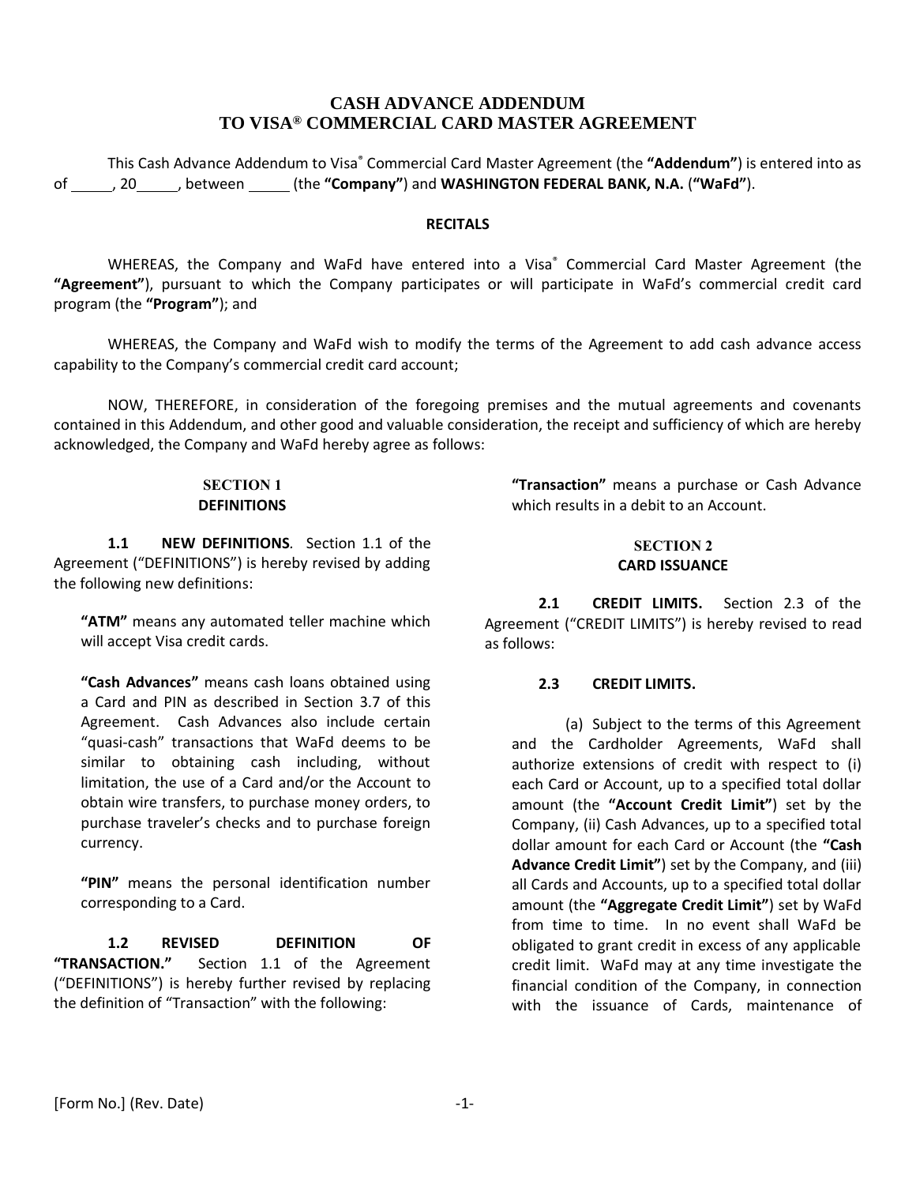# CASH ADVANCE ADDENDUM TO VISA® COMMERCIAL CARD MASTER AGREEMENT

This Cash Advance Addendum to Visa® Commercial Card Master Agreement (the **"Addendum"**) is entered into as of _____, 20_____, between _____ (the **"Company"**) and **WASHINGTON FEDERAL BANK, N.A.** (**"WaFd"**).

## RECITALS

WHEREAS, the Company and WaFd have entered into a Visa® Commercial Card Master Agreement (the **"Agreement"**), pursuant to which the Company participates or will participate in WaFd's commercial credit card program (the **"Program"**); and

WHEREAS, the Company and WaFd wish to modify the terms of the Agreement to add cash advance access capability to the Company's commercial credit card account;

NOW, THEREFORE, in consideration of the foregoing premises and the mutual agreements and covenants contained in this Addendum, and other good and valuable consideration, the receipt and sufficiency of which are hereby acknowledged, the Company and WaFd hereby agree as follows:

## SECTION 1
## DEFINITIONS

**1.1 NEW DEFINITIONS**. Section 1.1 of the Agreement ("DEFINITIONS") is hereby revised by adding the following new definitions:

> **"ATM"** means any automated teller machine which will accept Visa credit cards.
>
> **"Cash Advances"** means cash loans obtained using a Card and PIN as described in Section 3.7 of this Agreement. Cash Advances also include certain "quasi-cash" transactions that WaFd deems to be similar to obtaining cash including, without limitation, the use of a Card and/or the Account to obtain wire transfers, to purchase money orders, to purchase traveler's checks and to purchase foreign currency.
>
> **"PIN"** means the personal identification number corresponding to a Card.

**1.2 REVISED DEFINITION OF "TRANSACTION."** Section 1.1 of the Agreement ("DEFINITIONS") is hereby further revised by replacing the definition of "Transaction" with the following:

> **"Transaction"** means a purchase or Cash Advance which results in a debit to an Account.

## SECTION 2
## CARD ISSUANCE

**2.1 CREDIT LIMITS.** Section 2.3 of the Agreement ("CREDIT LIMITS") is hereby revised to read as follows:

> **2.3 CREDIT LIMITS.**
>
> (a) Subject to the terms of this Agreement and the Cardholder Agreements, WaFd shall authorize extensions of credit with respect to (i) each Card or Account, up to a specified total dollar amount (the **"Account Credit Limit"**) set by the Company, (ii) Cash Advances, up to a specified total dollar amount for each Card or Account (the **"Cash Advance Credit Limit"**) set by the Company, and (iii) all Cards and Accounts, up to a specified total dollar amount (the **"Aggregate Credit Limit"**) set by WaFd from time to time. In no event shall WaFd be obligated to grant credit in excess of any applicable credit limit. WaFd may at any time investigate the financial condition of the Company, in connection with the issuance of Cards, maintenance of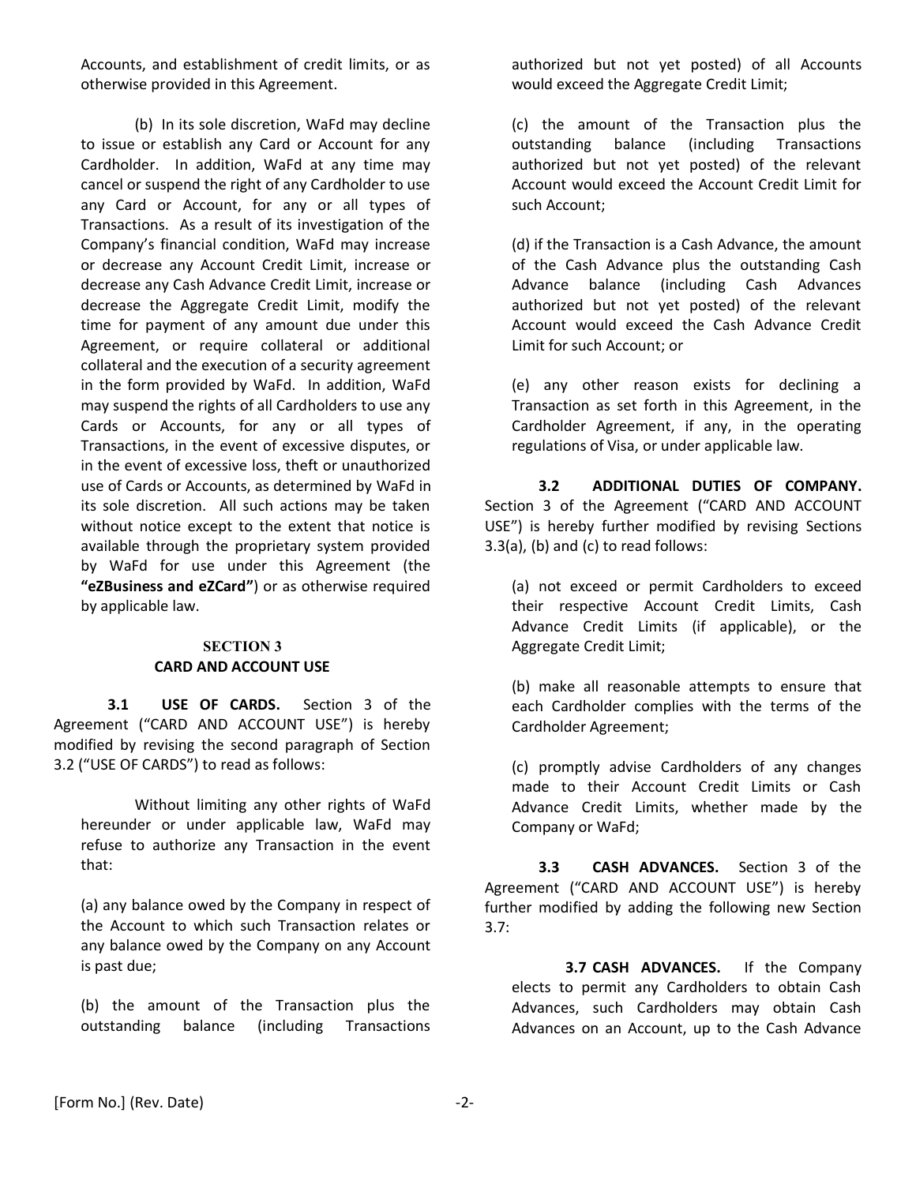Accounts, and establishment of credit limits, or as otherwise provided in this Agreement.

(b) In its sole discretion, WaFd may decline to issue or establish any Card or Account for any Cardholder. In addition, WaFd at any time may cancel or suspend the right of any Cardholder to use any Card or Account, for any or all types of Transactions. As a result of its investigation of the Company's financial condition, WaFd may increase or decrease any Account Credit Limit, increase or decrease any Cash Advance Credit Limit, increase or decrease the Aggregate Credit Limit, modify the time for payment of any amount due under this Agreement, or require collateral or additional collateral and the execution of a security agreement in the form provided by WaFd. In addition, WaFd may suspend the rights of all Cardholders to use any Cards or Accounts, for any or all types of Transactions, in the event of excessive disputes, or in the event of excessive loss, theft or unauthorized use of Cards or Accounts, as determined by WaFd in its sole discretion. All such actions may be taken without notice except to the extent that notice is available through the proprietary system provided by WaFd for use under this Agreement (the **"eZBusiness and eZCard"**) or as otherwise required by applicable law.

## SECTION 3
## CARD AND ACCOUNT USE

**3.1 USE OF CARDS.** Section 3 of the Agreement ("CARD AND ACCOUNT USE") is hereby modified by revising the second paragraph of Section 3.2 ("USE OF CARDS") to read as follows:

Without limiting any other rights of WaFd hereunder or under applicable law, WaFd may refuse to authorize any Transaction in the event that:

(a) any balance owed by the Company in respect of the Account to which such Transaction relates or any balance owed by the Company on any Account is past due;

(b) the amount of the Transaction plus the outstanding balance (including Transactions authorized but not yet posted) of all Accounts would exceed the Aggregate Credit Limit;

(c) the amount of the Transaction plus the outstanding balance (including Transactions authorized but not yet posted) of the relevant Account would exceed the Account Credit Limit for such Account;

(d) if the Transaction is a Cash Advance, the amount of the Cash Advance plus the outstanding Cash Advance balance (including Cash Advances authorized but not yet posted) of the relevant Account would exceed the Cash Advance Credit Limit for such Account; or

(e) any other reason exists for declining a Transaction as set forth in this Agreement, in the Cardholder Agreement, if any, in the operating regulations of Visa, or under applicable law.

**3.2 ADDITIONAL DUTIES OF COMPANY.** Section 3 of the Agreement ("CARD AND ACCOUNT USE") is hereby further modified by revising Sections 3.3(a), (b) and (c) to read follows:

(a) not exceed or permit Cardholders to exceed their respective Account Credit Limits, Cash Advance Credit Limits (if applicable), or the Aggregate Credit Limit;

(b) make all reasonable attempts to ensure that each Cardholder complies with the terms of the Cardholder Agreement;

(c) promptly advise Cardholders of any changes made to their Account Credit Limits or Cash Advance Credit Limits, whether made by the Company or WaFd;

**3.3 CASH ADVANCES.** Section 3 of the Agreement ("CARD AND ACCOUNT USE") is hereby further modified by adding the following new Section 3.7:

**3.7 CASH ADVANCES.** If the Company elects to permit any Cardholders to obtain Cash Advances, such Cardholders may obtain Cash Advances on an Account, up to the Cash Advance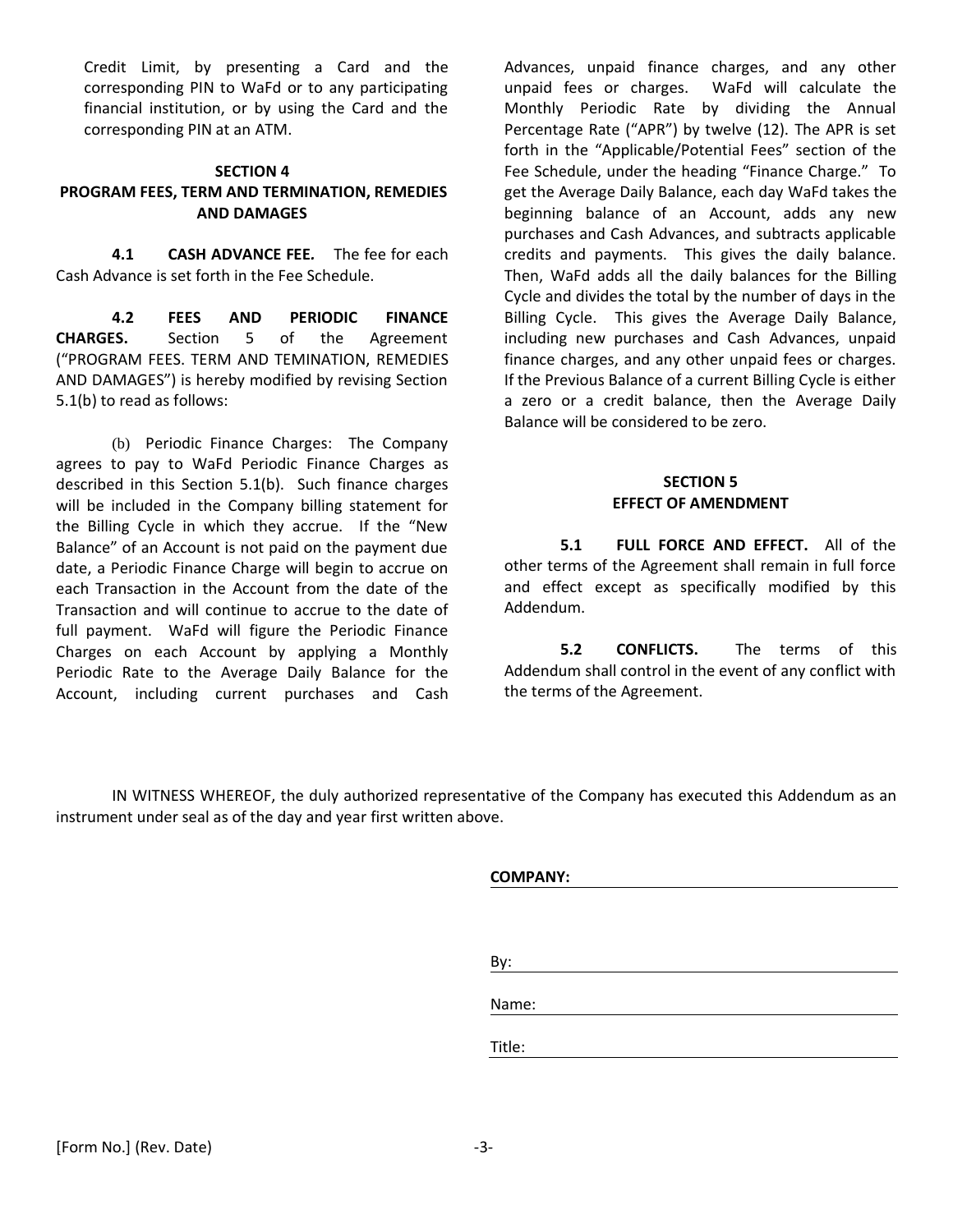Credit Limit, by presenting a Card and the corresponding PIN to WaFd or to any participating financial institution, or by using the Card and the corresponding PIN at an ATM.

## SECTION 4
## PROGRAM FEES, TERM AND TERMINATION, REMEDIES AND DAMAGES

**4.1 CASH ADVANCE FEE.** The fee for each Cash Advance is set forth in the Fee Schedule.

**4.2 FEES AND PERIODIC FINANCE CHARGES.** Section 5 of the Agreement ("PROGRAM FEES. TERM AND TEMINATION, REMEDIES AND DAMAGES") is hereby modified by revising Section 5.1(b) to read as follows:

(b) Periodic Finance Charges: The Company agrees to pay to WaFd Periodic Finance Charges as described in this Section 5.1(b). Such finance charges will be included in the Company billing statement for the Billing Cycle in which they accrue. If the "New Balance" of an Account is not paid on the payment due date, a Periodic Finance Charge will begin to accrue on each Transaction in the Account from the date of the Transaction and will continue to accrue to the date of full payment. WaFd will figure the Periodic Finance Charges on each Account by applying a Monthly Periodic Rate to the Average Daily Balance for the Account, including current purchases and Cash Advances, unpaid finance charges, and any other unpaid fees or charges. WaFd will calculate the Monthly Periodic Rate by dividing the Annual Percentage Rate ("APR") by twelve (12). The APR is set forth in the "Applicable/Potential Fees" section of the Fee Schedule, under the heading "Finance Charge." To get the Average Daily Balance, each day WaFd takes the beginning balance of an Account, adds any new purchases and Cash Advances, and subtracts applicable credits and payments. This gives the daily balance. Then, WaFd adds all the daily balances for the Billing Cycle and divides the total by the number of days in the Billing Cycle. This gives the Average Daily Balance, including new purchases and Cash Advances, unpaid finance charges, and any other unpaid fees or charges. If the Previous Balance of a current Billing Cycle is either a zero or a credit balance, then the Average Daily Balance will be considered to be zero.

## SECTION 5
## EFFECT OF AMENDMENT

**5.1 FULL FORCE AND EFFECT.** All of the other terms of the Agreement shall remain in full force and effect except as specifically modified by this Addendum.

**5.2 CONFLICTS.** The terms of this Addendum shall control in the event of any conflict with the terms of the Agreement.

IN WITNESS WHEREOF, the duly authorized representative of the Company has executed this Addendum as an instrument under seal as of the day and year first written above.

**COMPANY:** ______________________

By: ______________________

Name: ______________________

Title: ______________________

[Form No.] (Rev. Date)